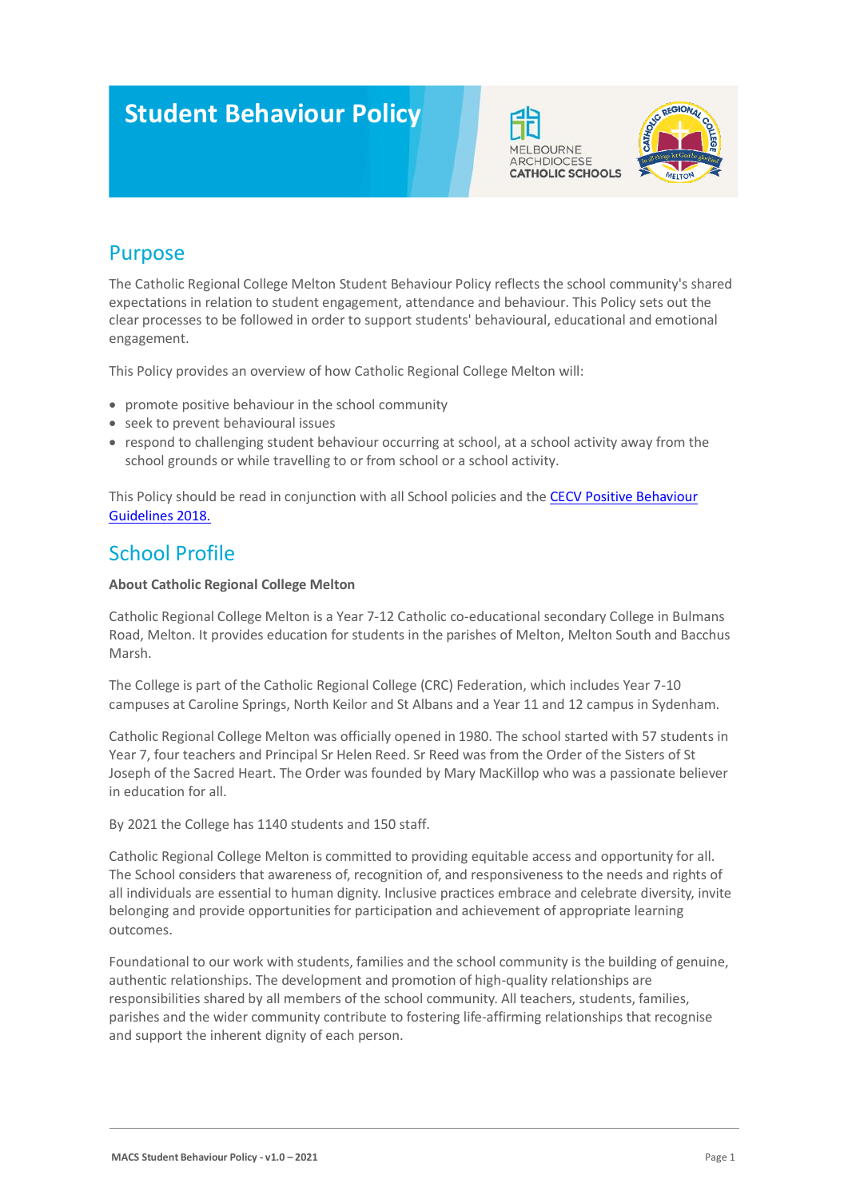# Student Behaviour Policy

MELBOURNE ARCHDIOCESE CATHOLIC SCHOOLS

## Purpose

The Catholic Regional College Melton Student Behaviour Policy reflects the school community's shared expectations in relation to student engagement, attendance and behaviour. This Policy sets out the clear processes to be followed in order to support students' behavioural, educational and emotional engagement.

This Policy provides an overview of how Catholic Regional College Melton will:

- promote positive behaviour in the school community
- seek to prevent behavioural issues
- respond to challenging student behaviour occurring at school, at a school activity away from the school grounds or while travelling to or from school or a school activity.

This Policy should be read in conjunction with all School policies and the CECV Positive Behaviour Guidelines 2018.

## School Profile

**About Catholic Regional College Melton**

Catholic Regional College Melton is a Year 7-12 Catholic co-educational secondary College in Bulmans Road, Melton. It provides education for students in the parishes of Melton, Melton South and Bacchus Marsh.

The College is part of the Catholic Regional College (CRC) Federation, which includes Year 7-10 campuses at Caroline Springs, North Keilor and St Albans and a Year 11 and 12 campus in Sydenham.

Catholic Regional College Melton was officially opened in 1980. The school started with 57 students in Year 7, four teachers and Principal Sr Helen Reed. Sr Reed was from the Order of the Sisters of St Joseph of the Sacred Heart. The Order was founded by Mary MacKillop who was a passionate believer in education for all.

By 2021 the College has 1140 students and 150 staff.

Catholic Regional College Melton is committed to providing equitable access and opportunity for all. The School considers that awareness of, recognition of, and responsiveness to the needs and rights of all individuals are essential to human dignity. Inclusive practices embrace and celebrate diversity, invite belonging and provide opportunities for participation and achievement of appropriate learning outcomes.

Foundational to our work with students, families and the school community is the building of genuine, authentic relationships. The development and promotion of high-quality relationships are responsibilities shared by all members of the school community. All teachers, students, families, parishes and the wider community contribute to fostering life-affirming relationships that recognise and support the inherent dignity of each person.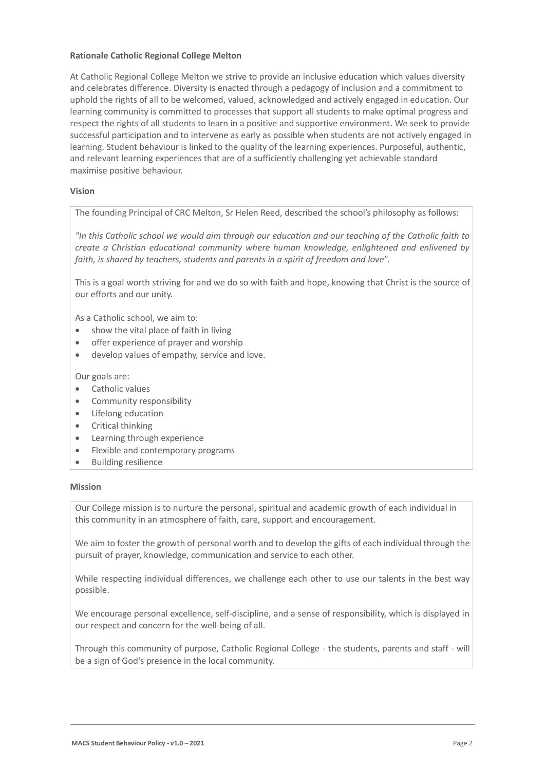**Rationale Catholic Regional College Melton**

At Catholic Regional College Melton we strive to provide an inclusive education which values diversity and celebrates difference. Diversity is enacted through a pedagogy of inclusion and a commitment to uphold the rights of all to be welcomed, valued, acknowledged and actively engaged in education. Our learning community is committed to processes that support all students to make optimal progress and respect the rights of all students to learn in a positive and supportive environment. We seek to provide successful participation and to intervene as early as possible when students are not actively engaged in learning. Student behaviour is linked to the quality of the learning experiences. Purposeful, authentic, and relevant learning experiences that are of a sufficiently challenging yet achievable standard maximise positive behaviour.

**Vision**

The founding Principal of CRC Melton, Sr Helen Reed, described the school's philosophy as follows:

*"In this Catholic school we would aim through our education and our teaching of the Catholic faith to create a Christian educational community where human knowledge, enlightened and enlivened by faith, is shared by teachers, students and parents in a spirit of freedom and love".*

This is a goal worth striving for and we do so with faith and hope, knowing that Christ is the source of our efforts and our unity.

As a Catholic school, we aim to:

- show the vital place of faith in living
- offer experience of prayer and worship
- develop values of empathy, service and love.

Our goals are:

- Catholic values
- Community responsibility
- Lifelong education
- Critical thinking
- Learning through experience
- Flexible and contemporary programs
- Building resilience

**Mission**

Our College mission is to nurture the personal, spiritual and academic growth of each individual in this community in an atmosphere of faith, care, support and encouragement.

We aim to foster the growth of personal worth and to develop the gifts of each individual through the pursuit of prayer, knowledge, communication and service to each other.

While respecting individual differences, we challenge each other to use our talents in the best way possible.

We encourage personal excellence, self-discipline, and a sense of responsibility, which is displayed in our respect and concern for the well-being of all.

Through this community of purpose, Catholic Regional College - the students, parents and staff - will be a sign of God's presence in the local community.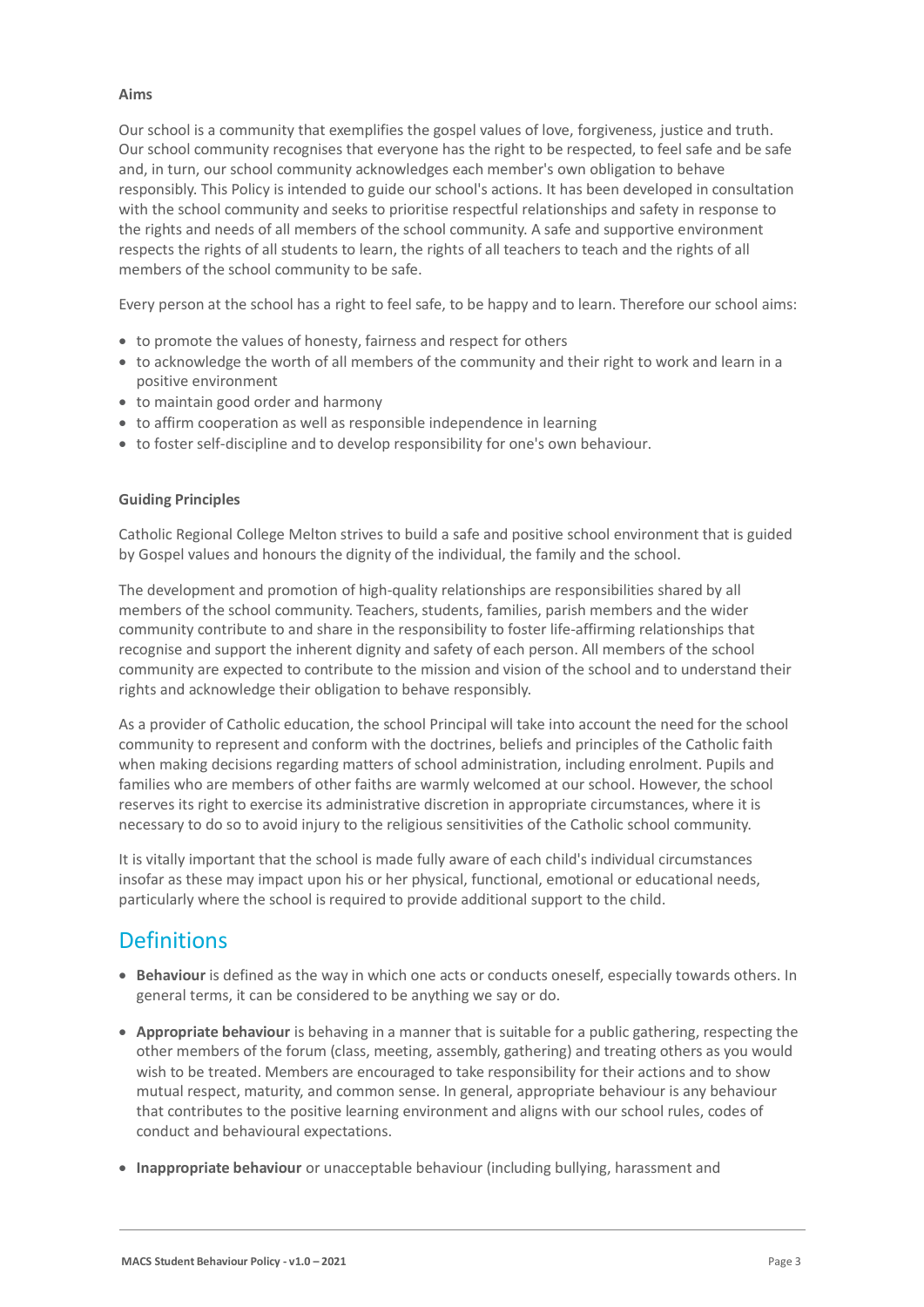**Aims**

Our school is a community that exemplifies the gospel values of love, forgiveness, justice and truth. Our school community recognises that everyone has the right to be respected, to feel safe and be safe and, in turn, our school community acknowledges each member's own obligation to behave responsibly. This Policy is intended to guide our school's actions. It has been developed in consultation with the school community and seeks to prioritise respectful relationships and safety in response to the rights and needs of all members of the school community. A safe and supportive environment respects the rights of all students to learn, the rights of all teachers to teach and the rights of all members of the school community to be safe.

Every person at the school has a right to feel safe, to be happy and to learn. Therefore our school aims:

- to promote the values of honesty, fairness and respect for others
- to acknowledge the worth of all members of the community and their right to work and learn in a positive environment
- to maintain good order and harmony
- to affirm cooperation as well as responsible independence in learning
- to foster self-discipline and to develop responsibility for one's own behaviour.

**Guiding Principles**

Catholic Regional College Melton strives to build a safe and positive school environment that is guided by Gospel values and honours the dignity of the individual, the family and the school.

The development and promotion of high-quality relationships are responsibilities shared by all members of the school community. Teachers, students, families, parish members and the wider community contribute to and share in the responsibility to foster life-affirming relationships that recognise and support the inherent dignity and safety of each person. All members of the school community are expected to contribute to the mission and vision of the school and to understand their rights and acknowledge their obligation to behave responsibly.

As a provider of Catholic education, the school Principal will take into account the need for the school community to represent and conform with the doctrines, beliefs and principles of the Catholic faith when making decisions regarding matters of school administration, including enrolment. Pupils and families who are members of other faiths are warmly welcomed at our school. However, the school reserves its right to exercise its administrative discretion in appropriate circumstances, where it is necessary to do so to avoid injury to the religious sensitivities of the Catholic school community.

It is vitally important that the school is made fully aware of each child's individual circumstances insofar as these may impact upon his or her physical, functional, emotional or educational needs, particularly where the school is required to provide additional support to the child.

## Definitions

- **Behaviour** is defined as the way in which one acts or conducts oneself, especially towards others. In general terms, it can be considered to be anything we say or do.
- **Appropriate behaviour** is behaving in a manner that is suitable for a public gathering, respecting the other members of the forum (class, meeting, assembly, gathering) and treating others as you would wish to be treated. Members are encouraged to take responsibility for their actions and to show mutual respect, maturity, and common sense. In general, appropriate behaviour is any behaviour that contributes to the positive learning environment and aligns with our school rules, codes of conduct and behavioural expectations.
- **Inappropriate behaviour** or unacceptable behaviour (including bullying, harassment and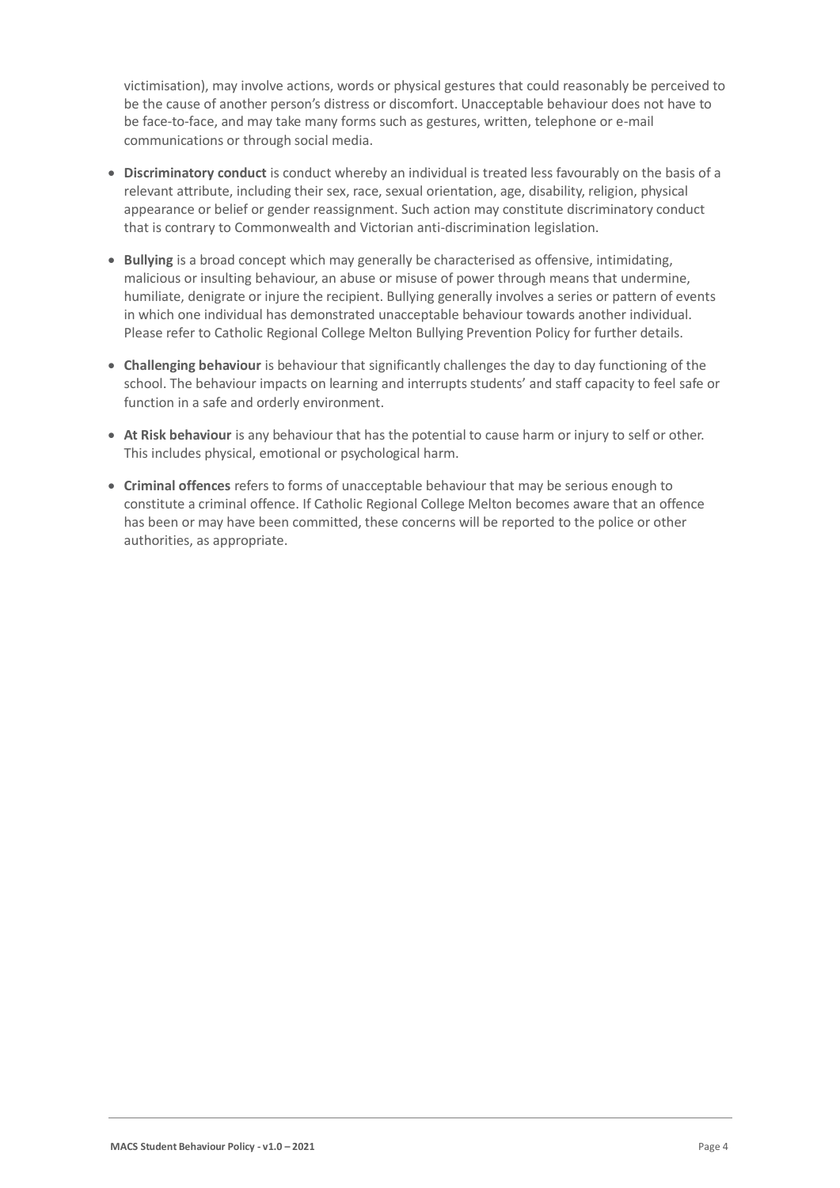victimisation), may involve actions, words or physical gestures that could reasonably be perceived to be the cause of another person's distress or discomfort. Unacceptable behaviour does not have to be face-to-face, and may take many forms such as gestures, written, telephone or e-mail communications or through social media.

- **Discriminatory conduct** is conduct whereby an individual is treated less favourably on the basis of a relevant attribute, including their sex, race, sexual orientation, age, disability, religion, physical appearance or belief or gender reassignment. Such action may constitute discriminatory conduct that is contrary to Commonwealth and Victorian anti-discrimination legislation.
- **Bullying** is a broad concept which may generally be characterised as offensive, intimidating, malicious or insulting behaviour, an abuse or misuse of power through means that undermine, humiliate, denigrate or injure the recipient. Bullying generally involves a series or pattern of events in which one individual has demonstrated unacceptable behaviour towards another individual. Please refer to Catholic Regional College Melton Bullying Prevention Policy for further details.
- **Challenging behaviour** is behaviour that significantly challenges the day to day functioning of the school. The behaviour impacts on learning and interrupts students' and staff capacity to feel safe or function in a safe and orderly environment.
- **At Risk behaviour** is any behaviour that has the potential to cause harm or injury to self or other. This includes physical, emotional or psychological harm.
- **Criminal offences** refers to forms of unacceptable behaviour that may be serious enough to constitute a criminal offence. If Catholic Regional College Melton becomes aware that an offence has been or may have been committed, these concerns will be reported to the police or other authorities, as appropriate.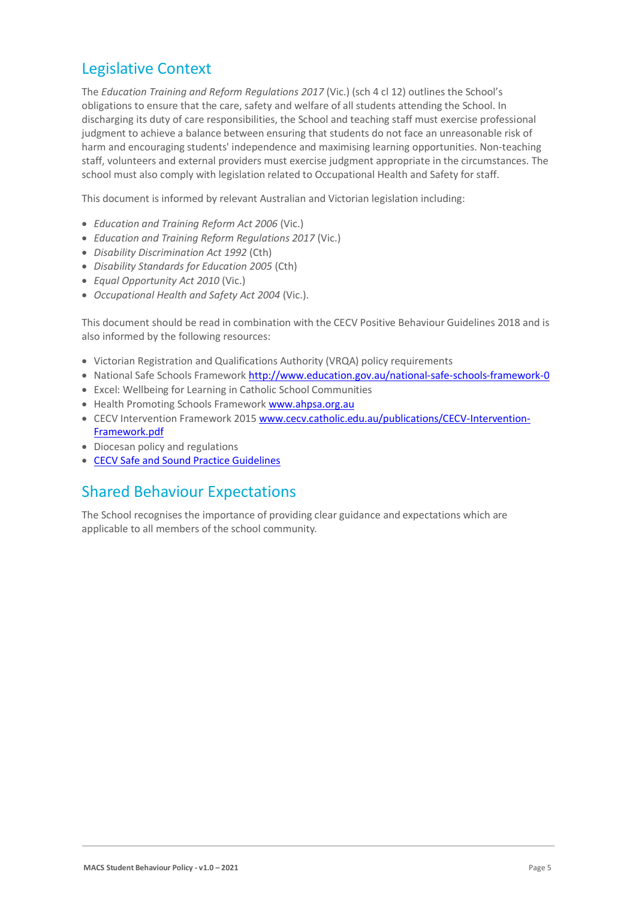## Legislative Context

The *Education Training and Reform Regulations 2017* (Vic.) (sch 4 cl 12) outlines the School's obligations to ensure that the care, safety and welfare of all students attending the School. In discharging its duty of care responsibilities, the School and teaching staff must exercise professional judgment to achieve a balance between ensuring that students do not face an unreasonable risk of harm and encouraging students' independence and maximising learning opportunities. Non-teaching staff, volunteers and external providers must exercise judgment appropriate in the circumstances. The school must also comply with legislation related to Occupational Health and Safety for staff.

This document is informed by relevant Australian and Victorian legislation including:

- *Education and Training Reform Act 2006* (Vic.)
- *Education and Training Reform Regulations 2017* (Vic.)
- *Disability Discrimination Act 1992* (Cth)
- *Disability Standards for Education 2005* (Cth)
- *Equal Opportunity Act 2010* (Vic.)
- *Occupational Health and Safety Act 2004* (Vic.).

This document should be read in combination with the CECV Positive Behaviour Guidelines 2018 and is also informed by the following resources:

- Victorian Registration and Qualifications Authority (VRQA) policy requirements
- National Safe Schools Framework [http://www.education.gov.au/national-safe-schools-framework-0](http://www.education.gov.au/national-safe-schools-framework-0)
- Excel: Wellbeing for Learning in Catholic School Communities
- Health Promoting Schools Framework [www.ahpsa.org.au](http://www.ahpsa.org.au)
- CECV Intervention Framework 2015 [www.cecv.catholic.edu.au/publications/CECV-Intervention-Framework.pdf](http://www.cecv.catholic.edu.au/publications/CECV-Intervention-Framework.pdf)
- Diocesan policy and regulations
- CECV Safe and Sound Practice Guidelines

## Shared Behaviour Expectations

The School recognises the importance of providing clear guidance and expectations which are applicable to all members of the school community.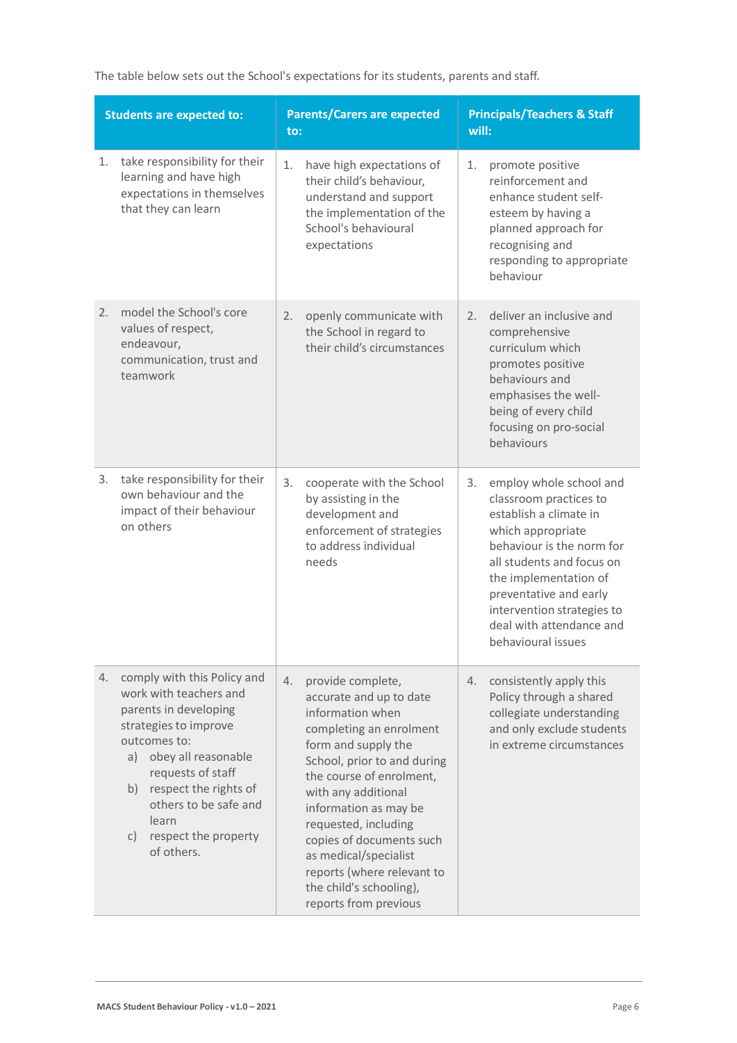The table below sets out the School's expectations for its students, parents and staff.

| Students are expected to: | Parents/Carers are expected to: | Principals/Teachers & Staff will: |
|---|---|---|
| 1. take responsibility for their learning and have high expectations in themselves that they can learn | 1. have high expectations of their child's behaviour, understand and support the implementation of the School's behavioural expectations | 1. promote positive reinforcement and enhance student self-esteem by having a planned approach for recognising and responding to appropriate behaviour |
| 2. model the School's core values of respect, endeavour, communication, trust and teamwork | 2. openly communicate with the School in regard to their child's circumstances | 2. deliver an inclusive and comprehensive curriculum which promotes positive behaviours and emphasises the well-being of every child focusing on pro-social behaviours |
| 3. take responsibility for their own behaviour and the impact of their behaviour on others | 3. cooperate with the School by assisting in the development and enforcement of strategies to address individual needs | 3. employ whole school and classroom practices to establish a climate in which appropriate behaviour is the norm for all students and focus on the implementation of preventative and early intervention strategies to deal with attendance and behavioural issues |
| 4. comply with this Policy and work with teachers and parents in developing strategies to improve outcomes to: a) obey all reasonable requests of staff b) respect the rights of others to be safe and learn c) respect the property of others. | 4. provide complete, accurate and up to date information when completing an enrolment form and supply the School, prior to and during the course of enrolment, with any additional information as may be requested, including copies of documents such as medical/specialist reports (where relevant to the child's schooling), reports from previous | 4. consistently apply this Policy through a shared collegiate understanding and only exclude students in extreme circumstances |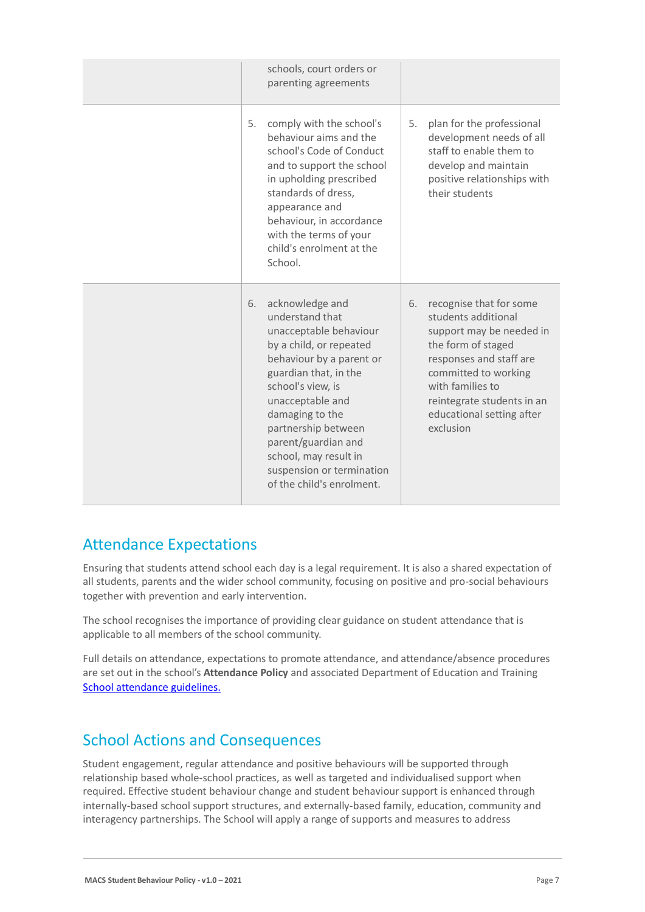| | | |
|---|---|---|
| | schools, court orders or parenting agreements | |
| | 5. comply with the school's behaviour aims and the school's Code of Conduct and to support the school in upholding prescribed standards of dress, appearance and behaviour, in accordance with the terms of your child's enrolment at the School. | 5. plan for the professional development needs of all staff to enable them to develop and maintain positive relationships with their students |
| | 6. acknowledge and understand that unacceptable behaviour by a child, or repeated behaviour by a parent or guardian that, in the school's view, is unacceptable and damaging to the partnership between parent/guardian and school, may result in suspension or termination of the child's enrolment. | 6. recognise that for some students additional support may be needed in the form of staged responses and staff are committed to working with families to reintegrate students in an educational setting after exclusion |

## Attendance Expectations

Ensuring that students attend school each day is a legal requirement. It is also a shared expectation of all students, parents and the wider school community, focusing on positive and pro-social behaviours together with prevention and early intervention.

The school recognises the importance of providing clear guidance on student attendance that is applicable to all members of the school community.

Full details on attendance, expectations to promote attendance, and attendance/absence procedures are set out in the school's **Attendance Policy** and associated Department of Education and Training School attendance guidelines.

## School Actions and Consequences

Student engagement, regular attendance and positive behaviours will be supported through relationship based whole-school practices, as well as targeted and individualised support when required. Effective student behaviour change and student behaviour support is enhanced through internally-based school support structures, and externally-based family, education, community and interagency partnerships. The School will apply a range of supports and measures to address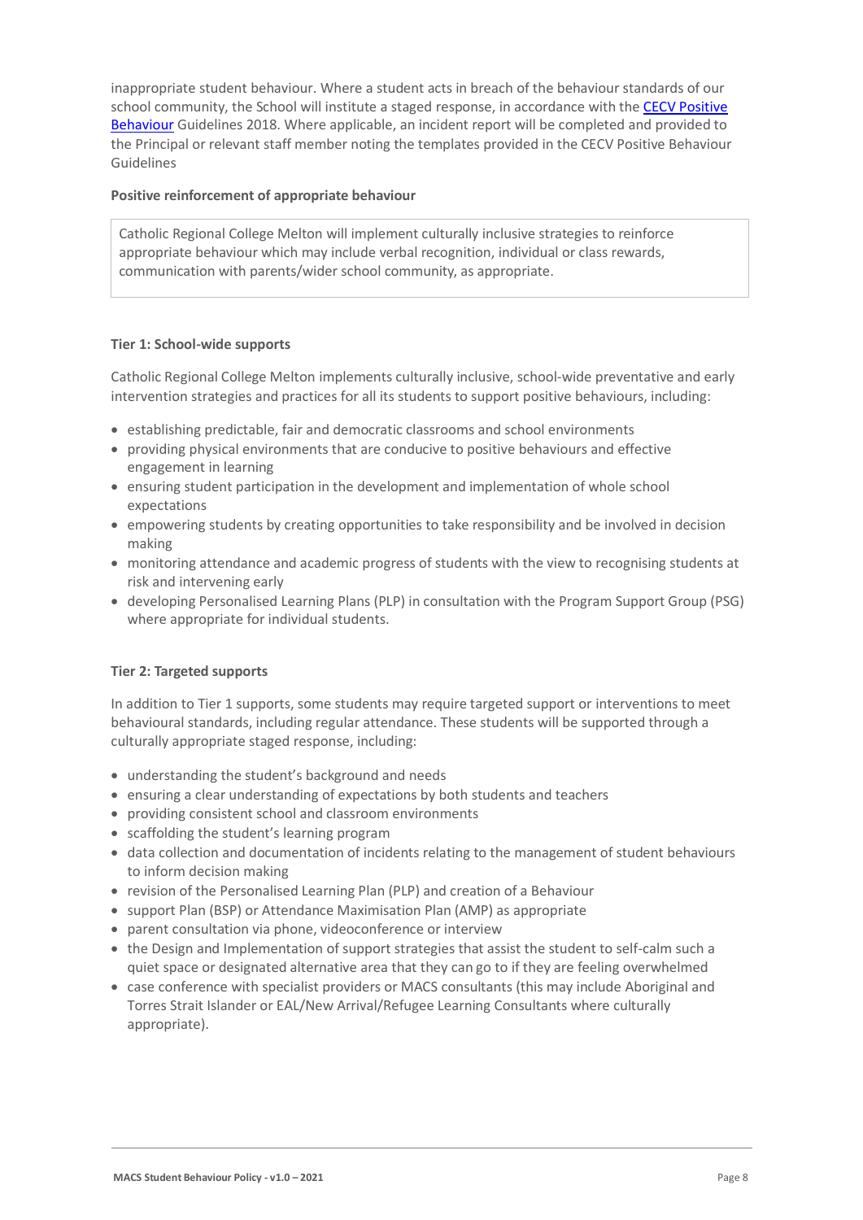inappropriate student behaviour. Where a student acts in breach of the behaviour standards of our school community, the School will institute a staged response, in accordance with the [CECV Positive Behaviour](#) Guidelines 2018. Where applicable, an incident report will be completed and provided to the Principal or relevant staff member noting the templates provided in the CECV Positive Behaviour Guidelines

**Positive reinforcement of appropriate behaviour**

Catholic Regional College Melton will implement culturally inclusive strategies to reinforce appropriate behaviour which may include verbal recognition, individual or class rewards, communication with parents/wider school community, as appropriate.

**Tier 1: School-wide supports**

Catholic Regional College Melton implements culturally inclusive, school-wide preventative and early intervention strategies and practices for all its students to support positive behaviours, including:

- establishing predictable, fair and democratic classrooms and school environments
- providing physical environments that are conducive to positive behaviours and effective engagement in learning
- ensuring student participation in the development and implementation of whole school expectations
- empowering students by creating opportunities to take responsibility and be involved in decision making
- monitoring attendance and academic progress of students with the view to recognising students at risk and intervening early
- developing Personalised Learning Plans (PLP) in consultation with the Program Support Group (PSG) where appropriate for individual students.

**Tier 2: Targeted supports**

In addition to Tier 1 supports, some students may require targeted support or interventions to meet behavioural standards, including regular attendance. These students will be supported through a culturally appropriate staged response, including:

- understanding the student's background and needs
- ensuring a clear understanding of expectations by both students and teachers
- providing consistent school and classroom environments
- scaffolding the student's learning program
- data collection and documentation of incidents relating to the management of student behaviours to inform decision making
- revision of the Personalised Learning Plan (PLP) and creation of a Behaviour
- support Plan (BSP) or Attendance Maximisation Plan (AMP) as appropriate
- parent consultation via phone, videoconference or interview
- the Design and Implementation of support strategies that assist the student to self-calm such a quiet space or designated alternative area that they can go to if they are feeling overwhelmed
- case conference with specialist providers or MACS consultants (this may include Aboriginal and Torres Strait Islander or EAL/New Arrival/Refugee Learning Consultants where culturally appropriate).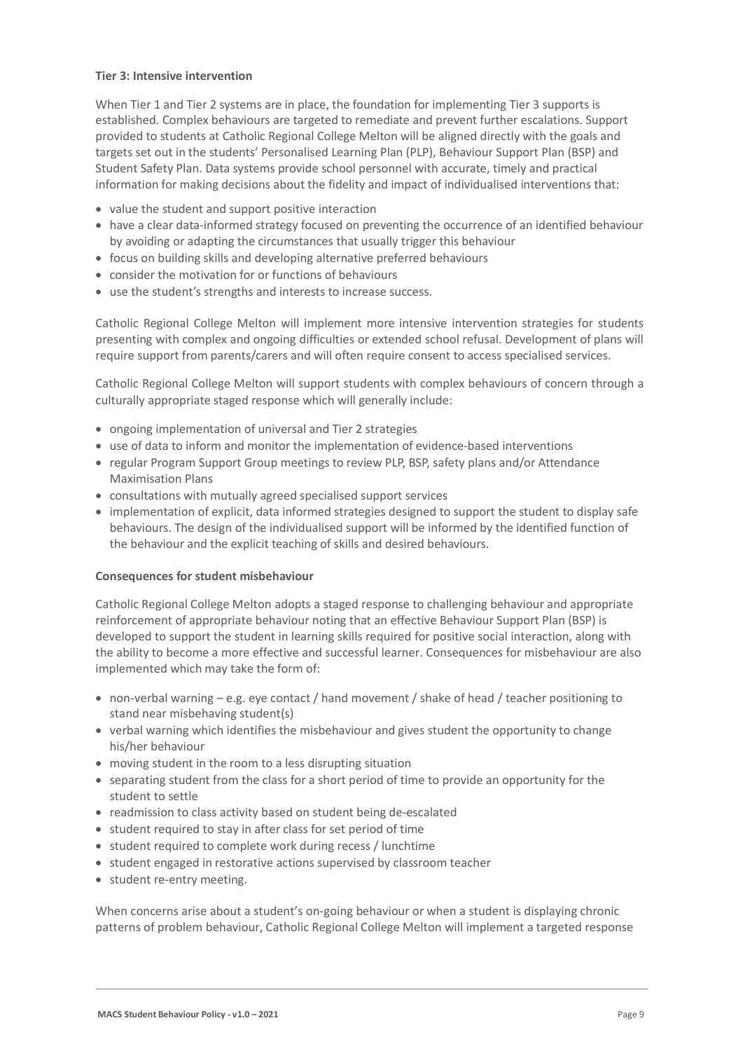**Tier 3: Intensive intervention**

When Tier 1 and Tier 2 systems are in place, the foundation for implementing Tier 3 supports is established. Complex behaviours are targeted to remediate and prevent further escalations. Support provided to students at Catholic Regional College Melton will be aligned directly with the goals and targets set out in the students' Personalised Learning Plan (PLP), Behaviour Support Plan (BSP) and Student Safety Plan. Data systems provide school personnel with accurate, timely and practical information for making decisions about the fidelity and impact of individualised interventions that:

- value the student and support positive interaction
- have a clear data-informed strategy focused on preventing the occurrence of an identified behaviour by avoiding or adapting the circumstances that usually trigger this behaviour
- focus on building skills and developing alternative preferred behaviours
- consider the motivation for or functions of behaviours
- use the student's strengths and interests to increase success.

Catholic Regional College Melton will implement more intensive intervention strategies for students presenting with complex and ongoing difficulties or extended school refusal. Development of plans will require support from parents/carers and will often require consent to access specialised services.

Catholic Regional College Melton will support students with complex behaviours of concern through a culturally appropriate staged response which will generally include:

- ongoing implementation of universal and Tier 2 strategies
- use of data to inform and monitor the implementation of evidence-based interventions
- regular Program Support Group meetings to review PLP, BSP, safety plans and/or Attendance Maximisation Plans
- consultations with mutually agreed specialised support services
- implementation of explicit, data informed strategies designed to support the student to display safe behaviours. The design of the individualised support will be informed by the identified function of the behaviour and the explicit teaching of skills and desired behaviours.

**Consequences for student misbehaviour**

Catholic Regional College Melton adopts a staged response to challenging behaviour and appropriate reinforcement of appropriate behaviour noting that an effective Behaviour Support Plan (BSP) is developed to support the student in learning skills required for positive social interaction, along with the ability to become a more effective and successful learner. Consequences for misbehaviour are also implemented which may take the form of:

- non-verbal warning – e.g. eye contact / hand movement / shake of head / teacher positioning to stand near misbehaving student(s)
- verbal warning which identifies the misbehaviour and gives student the opportunity to change his/her behaviour
- moving student in the room to a less disrupting situation
- separating student from the class for a short period of time to provide an opportunity for the student to settle
- readmission to class activity based on student being de-escalated
- student required to stay in after class for set period of time
- student required to complete work during recess / lunchtime
- student engaged in restorative actions supervised by classroom teacher
- student re-entry meeting.

When concerns arise about a student's on-going behaviour or when a student is displaying chronic patterns of problem behaviour, Catholic Regional College Melton will implement a targeted response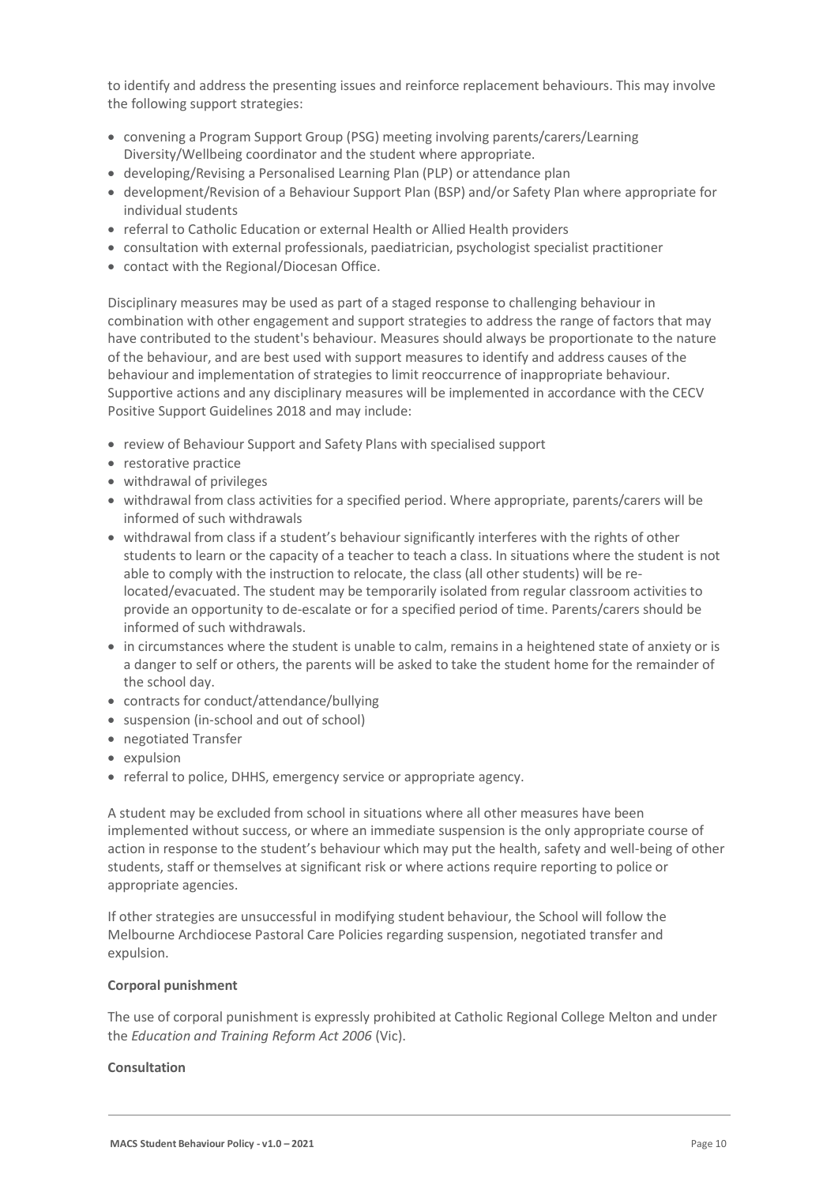to identify and address the presenting issues and reinforce replacement behaviours. This may involve the following support strategies:

- convening a Program Support Group (PSG) meeting involving parents/carers/Learning Diversity/Wellbeing coordinator and the student where appropriate.
- developing/Revising a Personalised Learning Plan (PLP) or attendance plan
- development/Revision of a Behaviour Support Plan (BSP) and/or Safety Plan where appropriate for individual students
- referral to Catholic Education or external Health or Allied Health providers
- consultation with external professionals, paediatrician, psychologist specialist practitioner
- contact with the Regional/Diocesan Office.

Disciplinary measures may be used as part of a staged response to challenging behaviour in combination with other engagement and support strategies to address the range of factors that may have contributed to the student's behaviour. Measures should always be proportionate to the nature of the behaviour, and are best used with support measures to identify and address causes of the behaviour and implementation of strategies to limit reoccurrence of inappropriate behaviour. Supportive actions and any disciplinary measures will be implemented in accordance with the CECV Positive Support Guidelines 2018 and may include:

- review of Behaviour Support and Safety Plans with specialised support
- restorative practice
- withdrawal of privileges
- withdrawal from class activities for a specified period. Where appropriate, parents/carers will be informed of such withdrawals
- withdrawal from class if a student's behaviour significantly interferes with the rights of other students to learn or the capacity of a teacher to teach a class. In situations where the student is not able to comply with the instruction to relocate, the class (all other students) will be re-located/evacuated. The student may be temporarily isolated from regular classroom activities to provide an opportunity to de-escalate or for a specified period of time. Parents/carers should be informed of such withdrawals.
- in circumstances where the student is unable to calm, remains in a heightened state of anxiety or is a danger to self or others, the parents will be asked to take the student home for the remainder of the school day.
- contracts for conduct/attendance/bullying
- suspension (in-school and out of school)
- negotiated Transfer
- expulsion
- referral to police, DHHS, emergency service or appropriate agency.

A student may be excluded from school in situations where all other measures have been implemented without success, or where an immediate suspension is the only appropriate course of action in response to the student's behaviour which may put the health, safety and well-being of other students, staff or themselves at significant risk or where actions require reporting to police or appropriate agencies.

If other strategies are unsuccessful in modifying student behaviour, the School will follow the Melbourne Archdiocese Pastoral Care Policies regarding suspension, negotiated transfer and expulsion.

**Corporal punishment**

The use of corporal punishment is expressly prohibited at Catholic Regional College Melton and under the *Education and Training Reform Act 2006* (Vic).

**Consultation**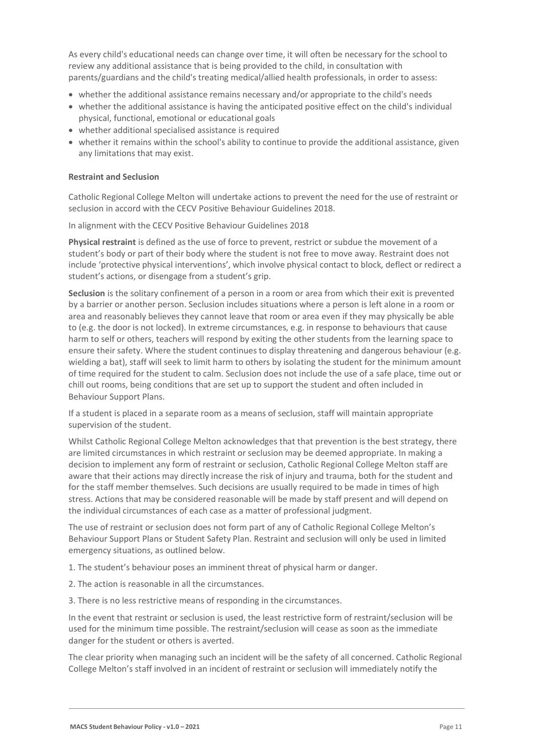As every child's educational needs can change over time, it will often be necessary for the school to review any additional assistance that is being provided to the child, in consultation with parents/guardians and the child's treating medical/allied health professionals, in order to assess:

- whether the additional assistance remains necessary and/or appropriate to the child's needs
- whether the additional assistance is having the anticipated positive effect on the child's individual physical, functional, emotional or educational goals
- whether additional specialised assistance is required
- whether it remains within the school's ability to continue to provide the additional assistance, given any limitations that may exist.

**Restraint and Seclusion**

Catholic Regional College Melton will undertake actions to prevent the need for the use of restraint or seclusion in accord with the CECV Positive Behaviour Guidelines 2018.

In alignment with the CECV Positive Behaviour Guidelines 2018

**Physical restraint** is defined as the use of force to prevent, restrict or subdue the movement of a student's body or part of their body where the student is not free to move away. Restraint does not include 'protective physical interventions', which involve physical contact to block, deflect or redirect a student's actions, or disengage from a student's grip.

**Seclusion** is the solitary confinement of a person in a room or area from which their exit is prevented by a barrier or another person. Seclusion includes situations where a person is left alone in a room or area and reasonably believes they cannot leave that room or area even if they may physically be able to (e.g. the door is not locked). In extreme circumstances, e.g. in response to behaviours that cause harm to self or others, teachers will respond by exiting the other students from the learning space to ensure their safety. Where the student continues to display threatening and dangerous behaviour (e.g. wielding a bat), staff will seek to limit harm to others by isolating the student for the minimum amount of time required for the student to calm. Seclusion does not include the use of a safe place, time out or chill out rooms, being conditions that are set up to support the student and often included in Behaviour Support Plans.

If a student is placed in a separate room as a means of seclusion, staff will maintain appropriate supervision of the student.

Whilst Catholic Regional College Melton acknowledges that that prevention is the best strategy, there are limited circumstances in which restraint or seclusion may be deemed appropriate. In making a decision to implement any form of restraint or seclusion, Catholic Regional College Melton staff are aware that their actions may directly increase the risk of injury and trauma, both for the student and for the staff member themselves. Such decisions are usually required to be made in times of high stress. Actions that may be considered reasonable will be made by staff present and will depend on the individual circumstances of each case as a matter of professional judgment.

The use of restraint or seclusion does not form part of any of Catholic Regional College Melton's Behaviour Support Plans or Student Safety Plan. Restraint and seclusion will only be used in limited emergency situations, as outlined below.

1. The student's behaviour poses an imminent threat of physical harm or danger.
2. The action is reasonable in all the circumstances.
3. There is no less restrictive means of responding in the circumstances.

In the event that restraint or seclusion is used, the least restrictive form of restraint/seclusion will be used for the minimum time possible. The restraint/seclusion will cease as soon as the immediate danger for the student or others is averted.

The clear priority when managing such an incident will be the safety of all concerned. Catholic Regional College Melton's staff involved in an incident of restraint or seclusion will immediately notify the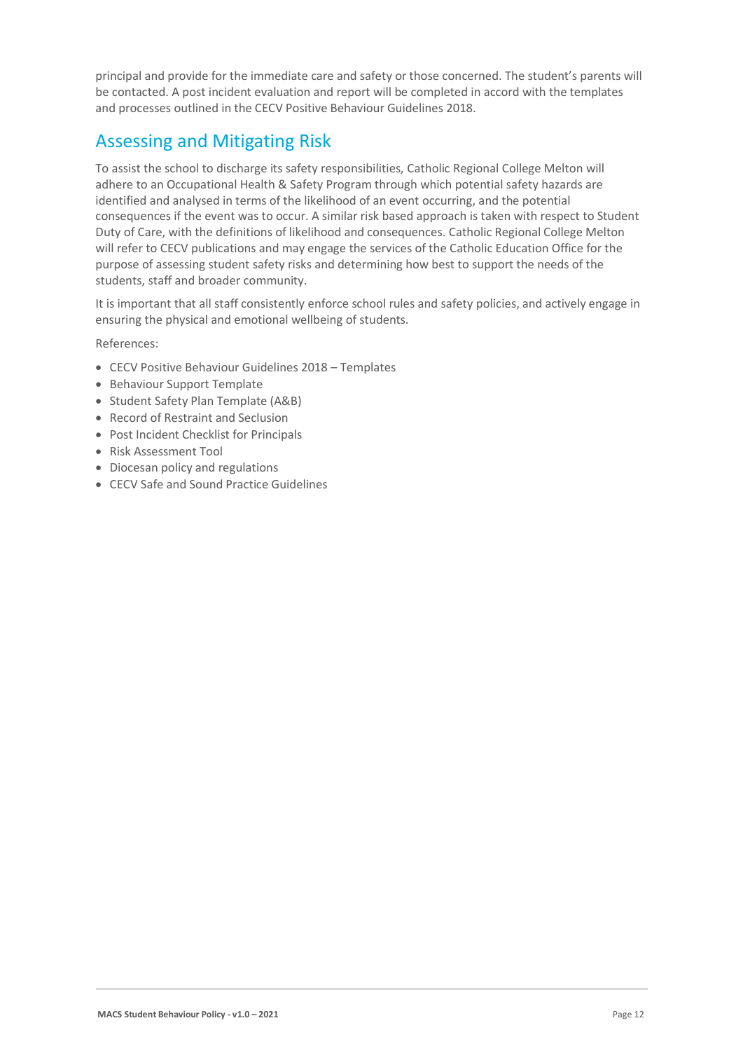principal and provide for the immediate care and safety or those concerned. The student's parents will be contacted. A post incident evaluation and report will be completed in accord with the templates and processes outlined in the CECV Positive Behaviour Guidelines 2018.

## Assessing and Mitigating Risk

To assist the school to discharge its safety responsibilities, Catholic Regional College Melton will adhere to an Occupational Health & Safety Program through which potential safety hazards are identified and analysed in terms of the likelihood of an event occurring, and the potential consequences if the event was to occur. A similar risk based approach is taken with respect to Student Duty of Care, with the definitions of likelihood and consequences. Catholic Regional College Melton will refer to CECV publications and may engage the services of the Catholic Education Office for the purpose of assessing student safety risks and determining how best to support the needs of the students, staff and broader community.

It is important that all staff consistently enforce school rules and safety policies, and actively engage in ensuring the physical and emotional wellbeing of students.

References:

- CECV Positive Behaviour Guidelines 2018 – Templates
- Behaviour Support Template
- Student Safety Plan Template (A&B)
- Record of Restraint and Seclusion
- Post Incident Checklist for Principals
- Risk Assessment Tool
- Diocesan policy and regulations
- CECV Safe and Sound Practice Guidelines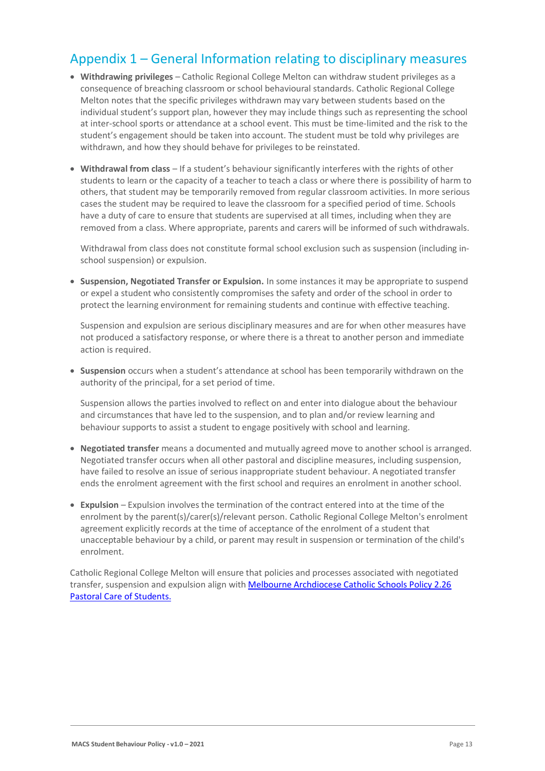## Appendix 1 – General Information relating to disciplinary measures

- **Withdrawing privileges** – Catholic Regional College Melton can withdraw student privileges as a consequence of breaching classroom or school behavioural standards. Catholic Regional College Melton notes that the specific privileges withdrawn may vary between students based on the individual student's support plan, however they may include things such as representing the school at inter-school sports or attendance at a school event. This must be time-limited and the risk to the student's engagement should be taken into account. The student must be told why privileges are withdrawn, and how they should behave for privileges to be reinstated.

- **Withdrawal from class** – If a student's behaviour significantly interferes with the rights of other students to learn or the capacity of a teacher to teach a class or where there is possibility of harm to others, that student may be temporarily removed from regular classroom activities. In more serious cases the student may be required to leave the classroom for a specified period of time. Schools have a duty of care to ensure that students are supervised at all times, including when they are removed from a class. Where appropriate, parents and carers will be informed of such withdrawals.

  Withdrawal from class does not constitute formal school exclusion such as suspension (including in-school suspension) or expulsion.

- **Suspension, Negotiated Transfer or Expulsion.** In some instances it may be appropriate to suspend or expel a student who consistently compromises the safety and order of the school in order to protect the learning environment for remaining students and continue with effective teaching.

  Suspension and expulsion are serious disciplinary measures and are for when other measures have not produced a satisfactory response, or where there is a threat to another person and immediate action is required.

- **Suspension** occurs when a student's attendance at school has been temporarily withdrawn on the authority of the principal, for a set period of time.

  Suspension allows the parties involved to reflect on and enter into dialogue about the behaviour and circumstances that have led to the suspension, and to plan and/or review learning and behaviour supports to assist a student to engage positively with school and learning.

- **Negotiated transfer** means a documented and mutually agreed move to another school is arranged. Negotiated transfer occurs when all other pastoral and discipline measures, including suspension, have failed to resolve an issue of serious inappropriate student behaviour. A negotiated transfer ends the enrolment agreement with the first school and requires an enrolment in another school.

- **Expulsion** – Expulsion involves the termination of the contract entered into at the time of the enrolment by the parent(s)/carer(s)/relevant person. Catholic Regional College Melton's enrolment agreement explicitly records at the time of acceptance of the enrolment of a student that unacceptable behaviour by a child, or parent may result in suspension or termination of the child's enrolment.

Catholic Regional College Melton will ensure that policies and processes associated with negotiated transfer, suspension and expulsion align with Melbourne Archdiocese Catholic Schools Policy 2.26 Pastoral Care of Students.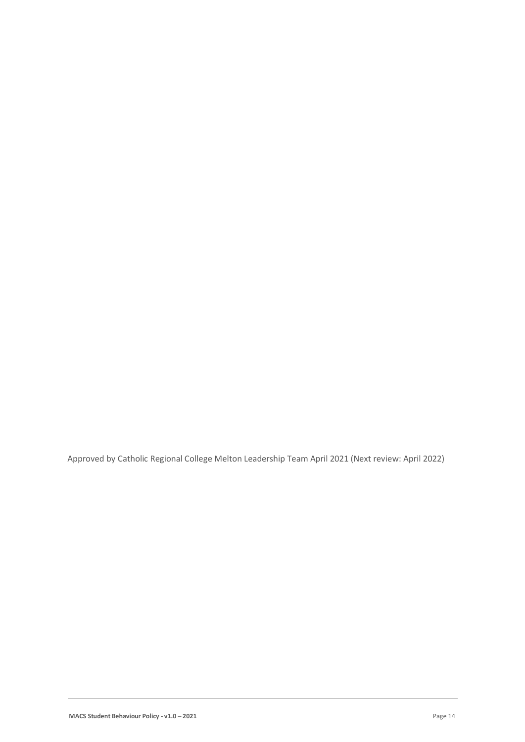Approved by Catholic Regional College Melton Leadership Team April 2021 (Next review: April 2022)